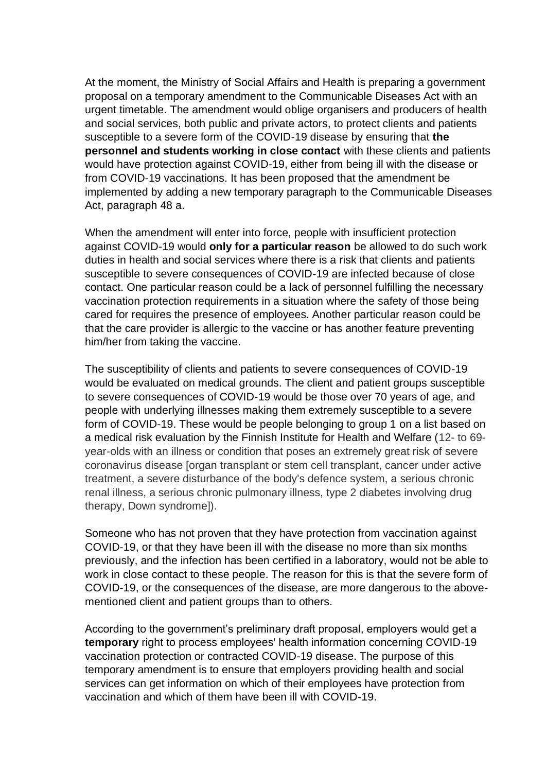At the moment, the Ministry of Social Affairs and Health is preparing a government proposal on a temporary amendment to the Communicable Diseases Act with an urgent timetable. The amendment would oblige organisers and producers of health and social services, both public and private actors, to protect clients and patients susceptible to a severe form of the COVID-19 disease by ensuring that **the personnel and students working in close contact** with these clients and patients would have protection against COVID-19, either from being ill with the disease or from COVID-19 vaccinations. It has been proposed that the amendment be implemented by adding a new temporary paragraph to the Communicable Diseases Act, paragraph 48 a.

When the amendment will enter into force, people with insufficient protection against COVID-19 would **only for a particular reason** be allowed to do such work duties in health and social services where there is a risk that clients and patients susceptible to severe consequences of COVID-19 are infected because of close contact. One particular reason could be a lack of personnel fulfilling the necessary vaccination protection requirements in a situation where the safety of those being cared for requires the presence of employees. Another particular reason could be that the care provider is allergic to the vaccine or has another feature preventing him/her from taking the vaccine.

The susceptibility of clients and patients to severe consequences of COVID-19 would be evaluated on medical grounds. The client and patient groups susceptible to severe consequences of COVID-19 would be those over 70 years of age, and people with underlying illnesses making them extremely susceptible to a severe form of COVID-19. These would be people belonging to group 1 on a list based on a medical risk evaluation by the Finnish Institute for Health and Welfare (12- to 69-year-olds with an illness or condition that poses an extremely great risk of severe coronavirus disease [organ transplant or stem cell transplant, cancer under active treatment, a severe disturbance of the body's defence system, a serious chronic renal illness, a serious chronic pulmonary illness, type 2 diabetes involving drug therapy, Down syndrome]).

Someone who has not proven that they have protection from vaccination against COVID-19, or that they have been ill with the disease no more than six months previously, and the infection has been certified in a laboratory, would not be able to work in close contact to these people. The reason for this is that the severe form of COVID-19, or the consequences of the disease, are more dangerous to the above-mentioned client and patient groups than to others.

According to the government's preliminary draft proposal, employers would get a **temporary** right to process employees' health information concerning COVID-19 vaccination protection or contracted COVID-19 disease. The purpose of this temporary amendment is to ensure that employers providing health and social services can get information on which of their employees have protection from vaccination and which of them have been ill with COVID-19.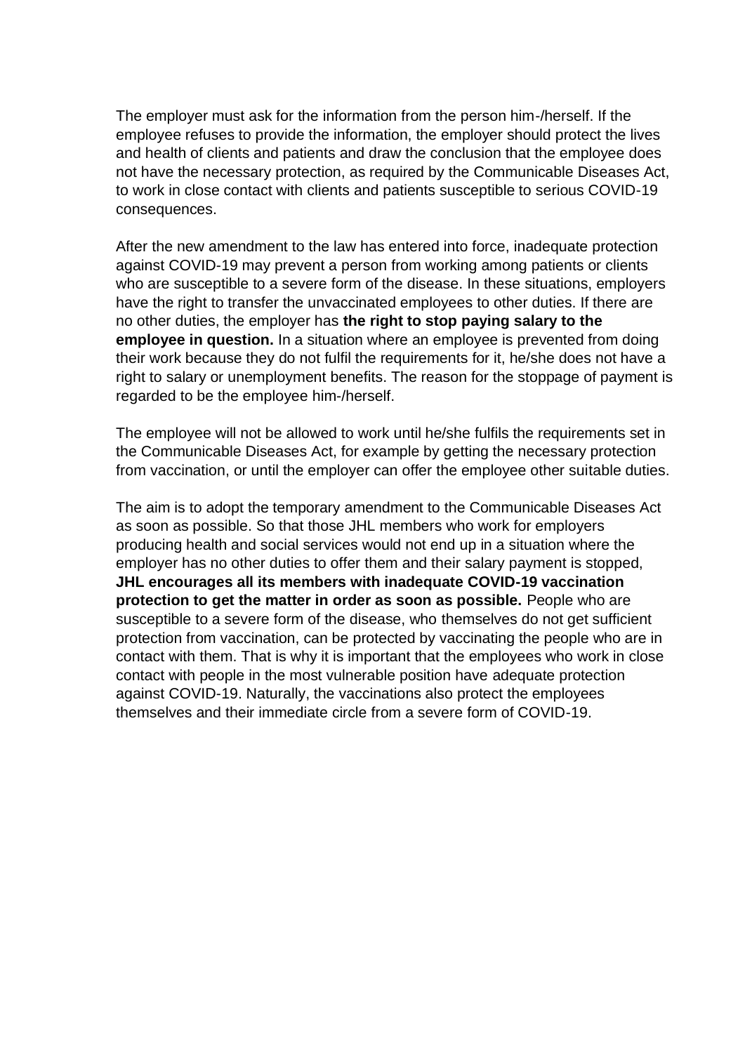The employer must ask for the information from the person him-/herself. If the employee refuses to provide the information, the employer should protect the lives and health of clients and patients and draw the conclusion that the employee does not have the necessary protection, as required by the Communicable Diseases Act, to work in close contact with clients and patients susceptible to serious COVID-19 consequences.

After the new amendment to the law has entered into force, inadequate protection against COVID-19 may prevent a person from working among patients or clients who are susceptible to a severe form of the disease. In these situations, employers have the right to transfer the unvaccinated employees to other duties. If there are no other duties, the employer has **the right to stop paying salary to the employee in question.** In a situation where an employee is prevented from doing their work because they do not fulfil the requirements for it, he/she does not have a right to salary or unemployment benefits. The reason for the stoppage of payment is regarded to be the employee him-/herself.

The employee will not be allowed to work until he/she fulfils the requirements set in the Communicable Diseases Act, for example by getting the necessary protection from vaccination, or until the employer can offer the employee other suitable duties.

The aim is to adopt the temporary amendment to the Communicable Diseases Act as soon as possible. So that those JHL members who work for employers producing health and social services would not end up in a situation where the employer has no other duties to offer them and their salary payment is stopped, **JHL encourages all its members with inadequate COVID-19 vaccination protection to get the matter in order as soon as possible.** People who are susceptible to a severe form of the disease, who themselves do not get sufficient protection from vaccination, can be protected by vaccinating the people who are in contact with them. That is why it is important that the employees who work in close contact with people in the most vulnerable position have adequate protection against COVID-19. Naturally, the vaccinations also protect the employees themselves and their immediate circle from a severe form of COVID-19.